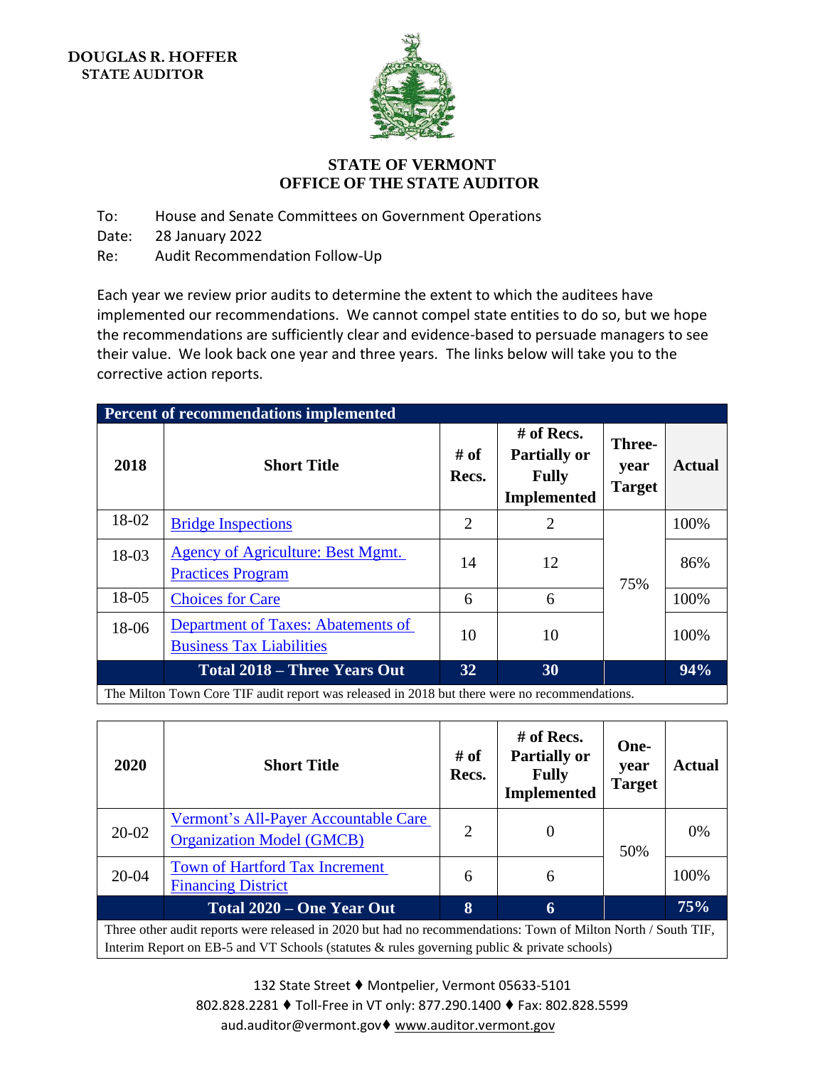**DOUGLAS R. HOFFER**
**STATE AUDITOR**

# STATE OF VERMONT
# OFFICE OF THE STATE AUDITOR

To: House and Senate Committees on Government Operations
Date: 28 January 2022
Re: Audit Recommendation Follow-Up

Each year we review prior audits to determine the extent to which the auditees have implemented our recommendations. We cannot compel state entities to do so, but we hope the recommendations are sufficiently clear and evidence-based to persuade managers to see their value. We look back one year and three years. The links below will take you to the corrective action reports.

**Percent of recommendations implemented**

| 2018 | Short Title | # of Recs. | # of Recs. Partially or Fully Implemented | Three-year Target | Actual |
|---|---|---|---|---|---|
| 18-02 | Bridge Inspections | 2 | 2 | 75% | 100% |
| 18-03 | Agency of Agriculture: Best Mgmt. Practices Program | 14 | 12 | | 86% |
| 18-05 | Choices for Care | 6 | 6 | | 100% |
| 18-06 | Department of Taxes: Abatements of Business Tax Liabilities | 10 | 10 | | 100% |
| | **Total 2018 – Three Years Out** | **32** | **30** | | **94%** |

The Milton Town Core TIF audit report was released in 2018 but there were no recommendations.

| 2020 | Short Title | # of Recs. | # of Recs. Partially or Fully Implemented | One-year Target | Actual |
|---|---|---|---|---|---|
| 20-02 | Vermont's All-Payer Accountable Care Organization Model (GMCB) | 2 | 0 | 50% | 0% |
| 20-04 | Town of Hartford Tax Increment Financing District | 6 | 6 | | 100% |
| | **Total 2020 – One Year Out** | **8** | **6** | | **75%** |

Three other audit reports were released in 2020 but had no recommendations: Town of Milton North / South TIF, Interim Report on EB-5 and VT Schools (statutes & rules governing public & private schools)

132 State Street ♦ Montpelier, Vermont 05633-5101
802.828.2281 ♦ Toll-Free in VT only: 877.290.1400 ♦ Fax: 802.828.5599
aud.auditor@vermont.gov♦ www.auditor.vermont.gov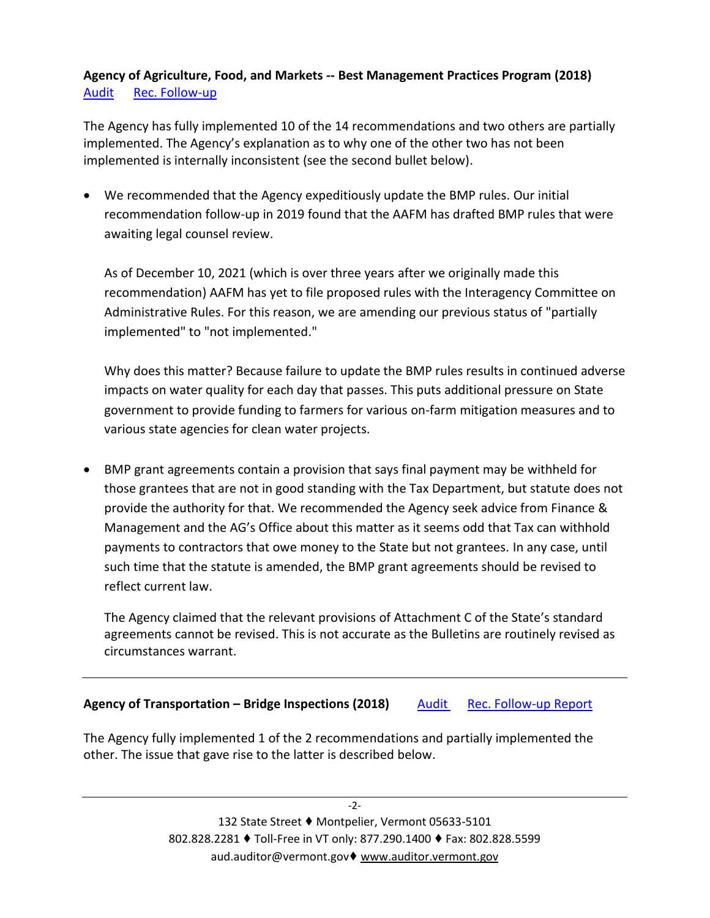**Agency of Agriculture, Food, and Markets -- Best Management Practices Program (2018)**
[Audit](#) [Rec. Follow-up](#)

The Agency has fully implemented 10 of the 14 recommendations and two others are partially implemented. The Agency's explanation as to why one of the other two has not been implemented is internally inconsistent (see the second bullet below).

- We recommended that the Agency expeditiously update the BMP rules. Our initial recommendation follow-up in 2019 found that the AAFM has drafted BMP rules that were awaiting legal counsel review.

  As of December 10, 2021 (which is over three years after we originally made this recommendation) AAFM has yet to file proposed rules with the Interagency Committee on Administrative Rules. For this reason, we are amending our previous status of "partially implemented" to "not implemented."

  Why does this matter? Because failure to update the BMP rules results in continued adverse impacts on water quality for each day that passes. This puts additional pressure on State government to provide funding to farmers for various on-farm mitigation measures and to various state agencies for clean water projects.

- BMP grant agreements contain a provision that says final payment may be withheld for those grantees that are not in good standing with the Tax Department, but statute does not provide the authority for that. We recommended the Agency seek advice from Finance & Management and the AG's Office about this matter as it seems odd that Tax can withhold payments to contractors that owe money to the State but not grantees. In any case, until such time that the statute is amended, the BMP grant agreements should be revised to reflect current law.

  The Agency claimed that the relevant provisions of Attachment C of the State's standard agreements cannot be revised. This is not accurate as the Bulletins are routinely revised as circumstances warrant.

---

**Agency of Transportation – Bridge Inspections (2018)** [Audit](#) [Rec. Follow-up Report](#)

The Agency fully implemented 1 of the 2 recommendations and partially implemented the other. The issue that gave rise to the latter is described below.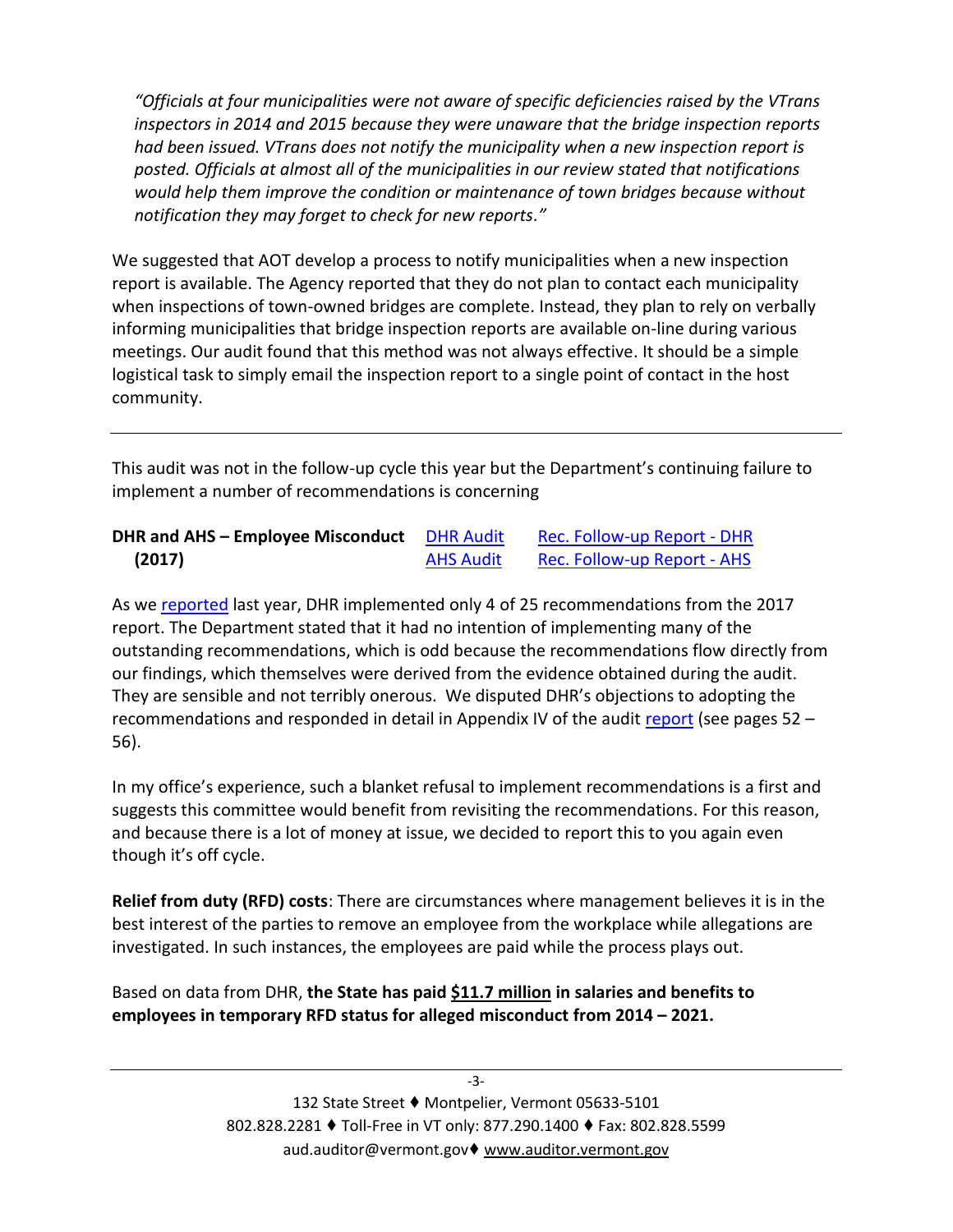*"Officials at four municipalities were not aware of specific deficiencies raised by the VTrans inspectors in 2014 and 2015 because they were unaware that the bridge inspection reports had been issued. VTrans does not notify the municipality when a new inspection report is posted. Officials at almost all of the municipalities in our review stated that notifications would help them improve the condition or maintenance of town bridges because without notification they may forget to check for new reports."*

We suggested that AOT develop a process to notify municipalities when a new inspection report is available. The Agency reported that they do not plan to contact each municipality when inspections of town-owned bridges are complete. Instead, they plan to rely on verbally informing municipalities that bridge inspection reports are available on-line during various meetings. Our audit found that this method was not always effective. It should be a simple logistical task to simply email the inspection report to a single point of contact in the host community.

---

This audit was not in the follow-up cycle this year but the Department's continuing failure to implement a number of recommendations is concerning

| **DHR and AHS – Employee Misconduct (2017)** | DHR Audit | Rec. Follow-up Report - DHR |
|---|---|---|
| | AHS Audit | Rec. Follow-up Report - AHS |

As we reported last year, DHR implemented only 4 of 25 recommendations from the 2017 report. The Department stated that it had no intention of implementing many of the outstanding recommendations, which is odd because the recommendations flow directly from our findings, which themselves were derived from the evidence obtained during the audit. They are sensible and not terribly onerous. We disputed DHR's objections to adopting the recommendations and responded in detail in Appendix IV of the audit report (see pages 52 – 56).

In my office's experience, such a blanket refusal to implement recommendations is a first and suggests this committee would benefit from revisiting the recommendations. For this reason, and because there is a lot of money at issue, we decided to report this to you again even though it's off cycle.

**Relief from duty (RFD) costs**: There are circumstances where management believes it is in the best interest of the parties to remove an employee from the workplace while allegations are investigated. In such instances, the employees are paid while the process plays out.

Based on data from DHR, **the State has paid <u>$11.7 million</u> in salaries and benefits to employees in temporary RFD status for alleged misconduct from 2014 – 2021.**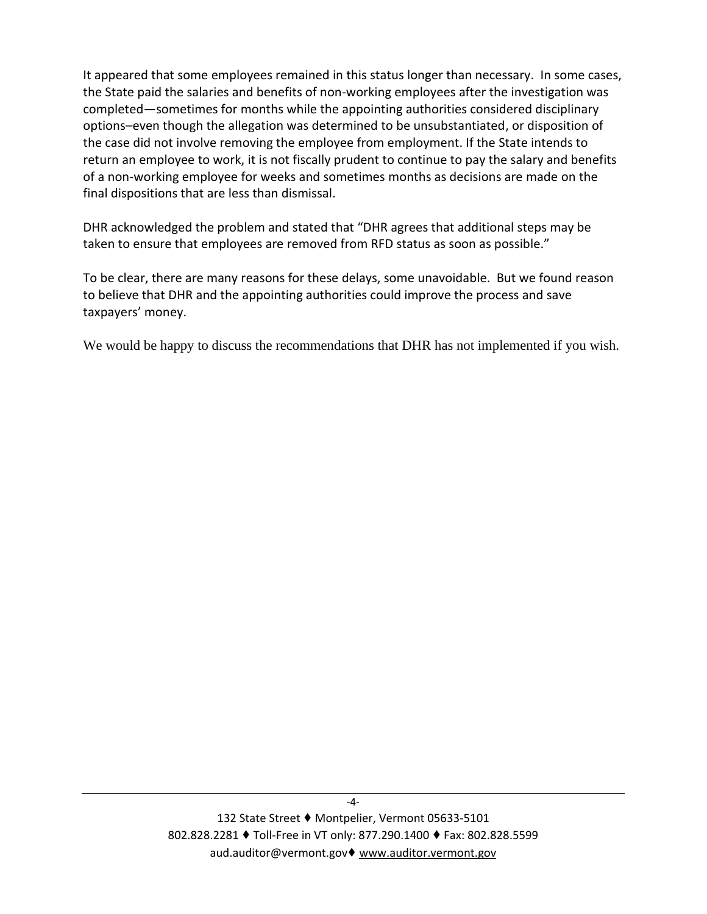It appeared that some employees remained in this status longer than necessary. In some cases, the State paid the salaries and benefits of non-working employees after the investigation was completed—sometimes for months while the appointing authorities considered disciplinary options–even though the allegation was determined to be unsubstantiated, or disposition of the case did not involve removing the employee from employment. If the State intends to return an employee to work, it is not fiscally prudent to continue to pay the salary and benefits of a non-working employee for weeks and sometimes months as decisions are made on the final dispositions that are less than dismissal.

DHR acknowledged the problem and stated that "DHR agrees that additional steps may be taken to ensure that employees are removed from RFD status as soon as possible."

To be clear, there are many reasons for these delays, some unavoidable. But we found reason to believe that DHR and the appointing authorities could improve the process and save taxpayers' money.

We would be happy to discuss the recommendations that DHR has not implemented if you wish.